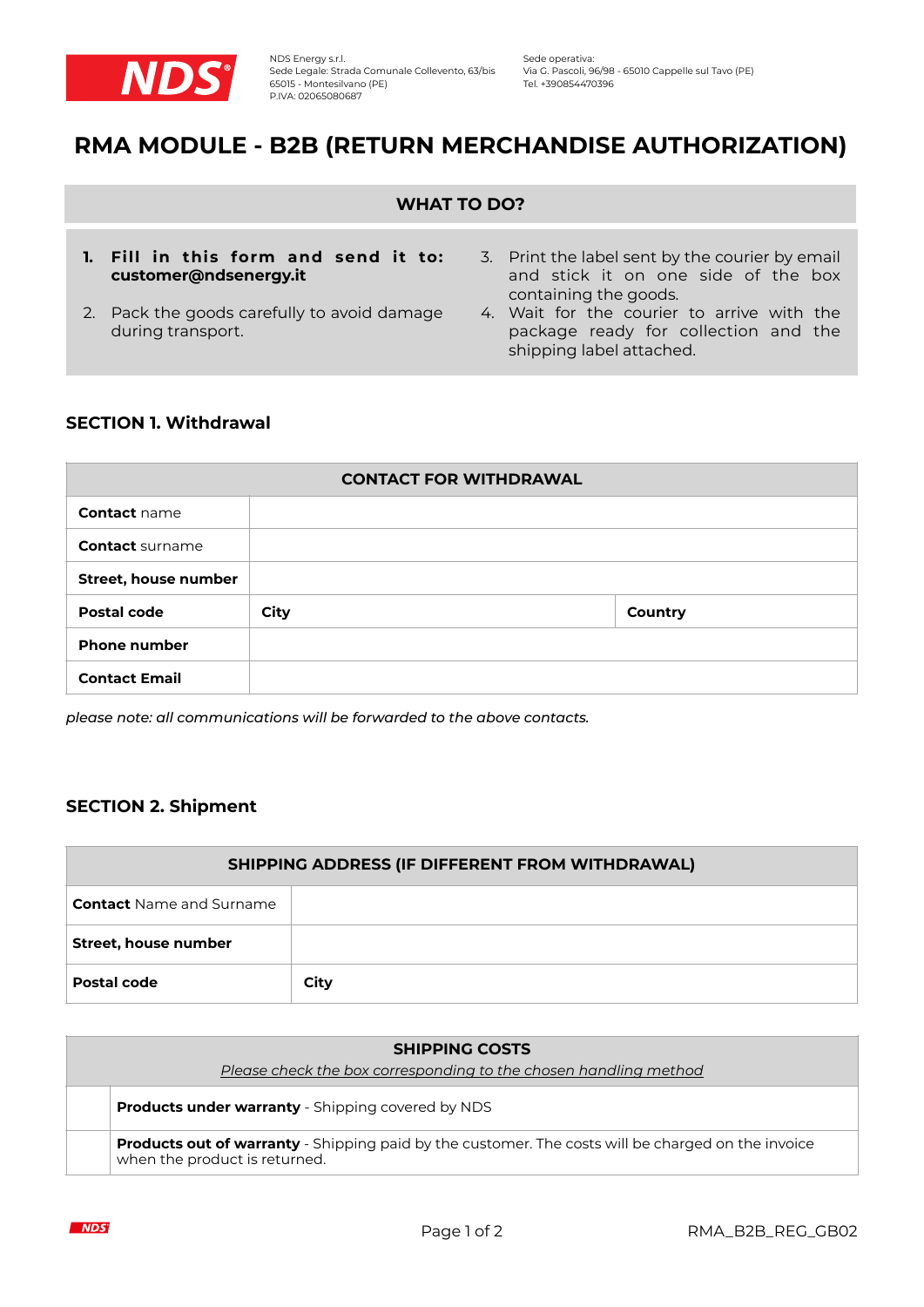NDS Energy s.r.l.
Sede Legale: Strada Comunale Collevento, 63/bis
65015 - Montesilvano (PE)
P.IVA: 02065080687

Sede operativa:
Via G. Pascoli, 96/98 - 65010 Cappelle sul Tavo (PE)
Tel. +390854470396

# RMA MODULE - B2B (RETURN MERCHANDISE AUTHORIZATION)

## WHAT TO DO?

1. **Fill in this form and send it to: customer@ndsenergy.it**
2. Pack the goods carefully to avoid damage during transport.
3. Print the label sent by the courier by email and stick it on one side of the box containing the goods.
4. Wait for the courier to arrive with the package ready for collection and the shipping label attached.

## SECTION 1. Withdrawal

| CONTACT FOR WITHDRAWAL | | |
|---|---|---|
| **Contact** name | | |
| **Contact** surname | | |
| **Street, house number** | | |
| **Postal code** | **City** | **Country** |
| **Phone number** | | |
| **Contact Email** | | |

*please note: all communications will be forwarded to the above contacts.*

## SECTION 2. Shipment

| SHIPPING ADDRESS (IF DIFFERENT FROM WITHDRAWAL) | |
|---|---|
| **Contact** Name and Surname | |
| **Street, house number** | |
| **Postal code** | **City** |

| SHIPPING COSTS<br>*Please check the box corresponding to the chosen handling method* | |
|---|---|
| | **Products under warranty** - Shipping covered by NDS |
| | **Products out of warranty** - Shipping paid by the customer. The costs will be charged on the invoice when the product is returned. |

RMA_B2B_REG_GB02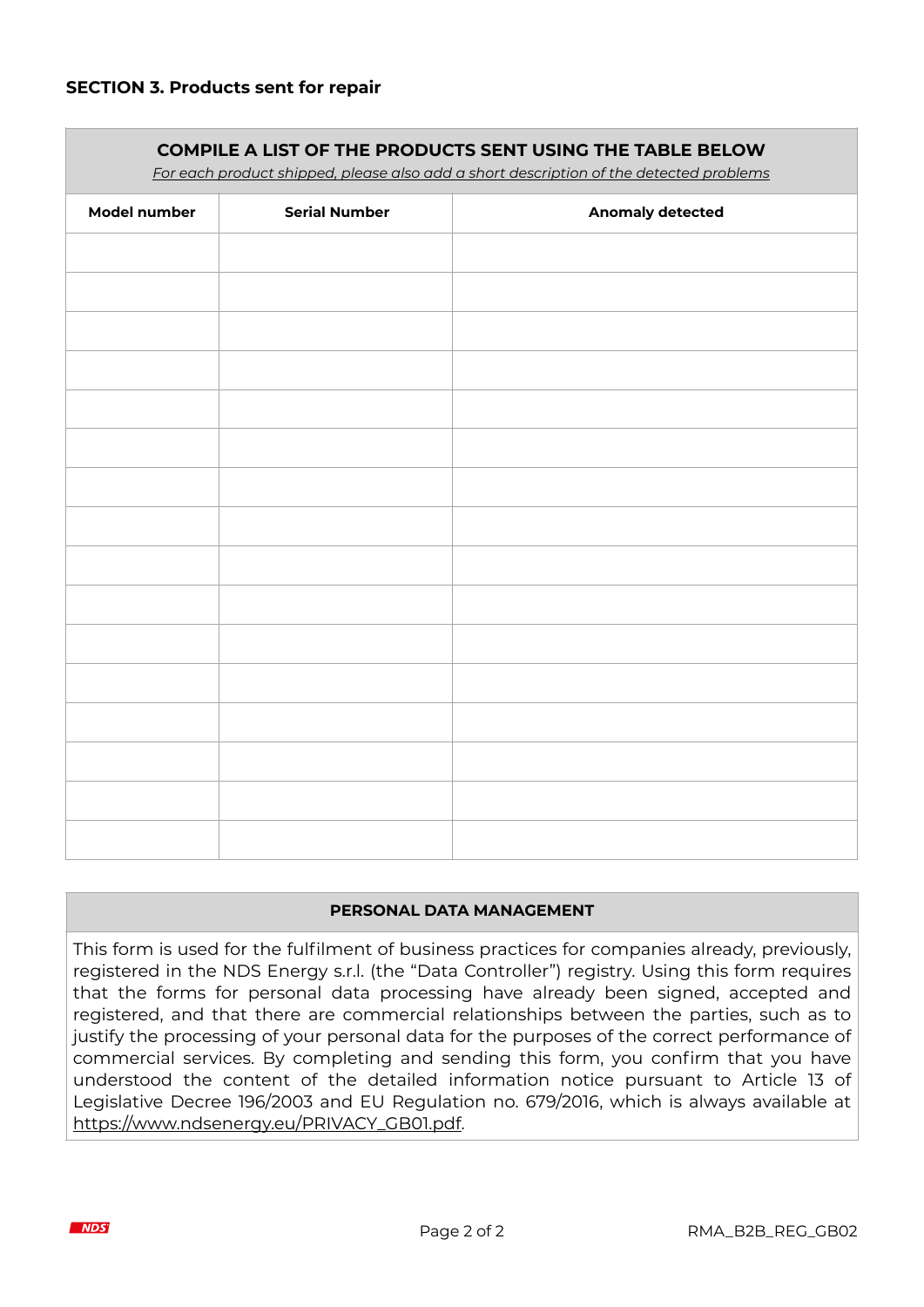## SECTION 3. Products sent for repair

**COMPILE A LIST OF THE PRODUCTS SENT USING THE TABLE BELOW**

*For each product shipped, please also add a short description of the detected problems*

| Model number | Serial Number | Anomaly detected |
|---|---|---|
| | | |
| | | |
| | | |
| | | |
| | | |
| | | |
| | | |
| | | |
| | | |
| | | |
| | | |
| | | |
| | | |
| | | |
| | | |
| | | |

**PERSONAL DATA MANAGEMENT**

This form is used for the fulfilment of business practices for companies already, previously, registered in the NDS Energy s.r.l. (the "Data Controller") registry. Using this form requires that the forms for personal data processing have already been signed, accepted and registered, and that there are commercial relationships between the parties, such as to justify the processing of your personal data for the purposes of the correct performance of commercial services. By completing and sending this form, you confirm that you have understood the content of the detailed information notice pursuant to Article 13 of Legislative Decree 196/2003 and EU Regulation no. 679/2016, which is always available at https://www.ndsenergy.eu/PRIVACY_GB01.pdf.

RMA_B2B_REG_GB02